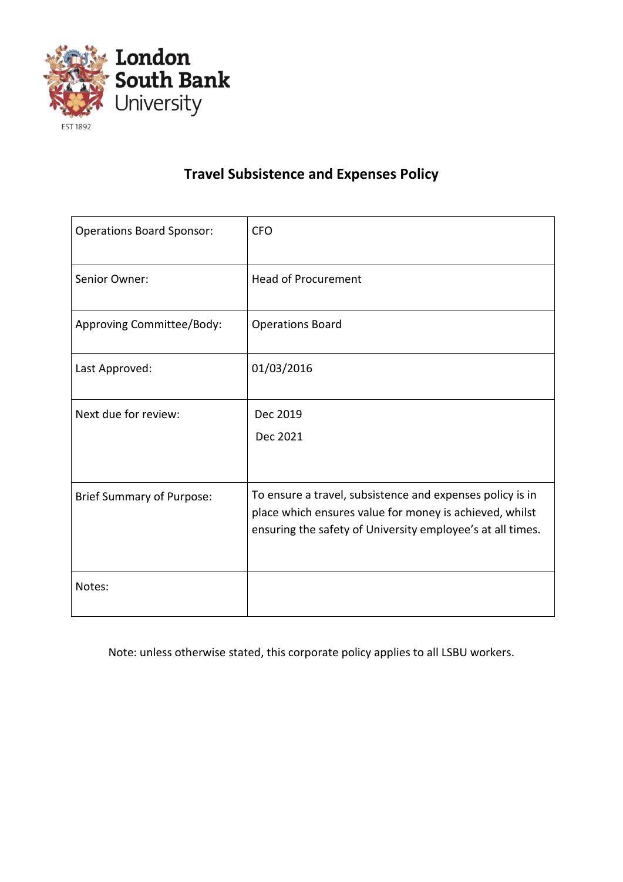London South Bank University

EST 1892

# Travel Subsistence and Expenses Policy

| | |
|---|---|
| Operations Board Sponsor: | CFO |
| Senior Owner: | Head of Procurement |
| Approving Committee/Body: | Operations Board |
| Last Approved: | 01/03/2016 |
| Next due for review: | Dec 2019<br>Dec 2021 |
| Brief Summary of Purpose: | To ensure a travel, subsistence and expenses policy is in place which ensures value for money is achieved, whilst ensuring the safety of University employee's at all times. |
| Notes: | |

Note: unless otherwise stated, this corporate policy applies to all LSBU workers.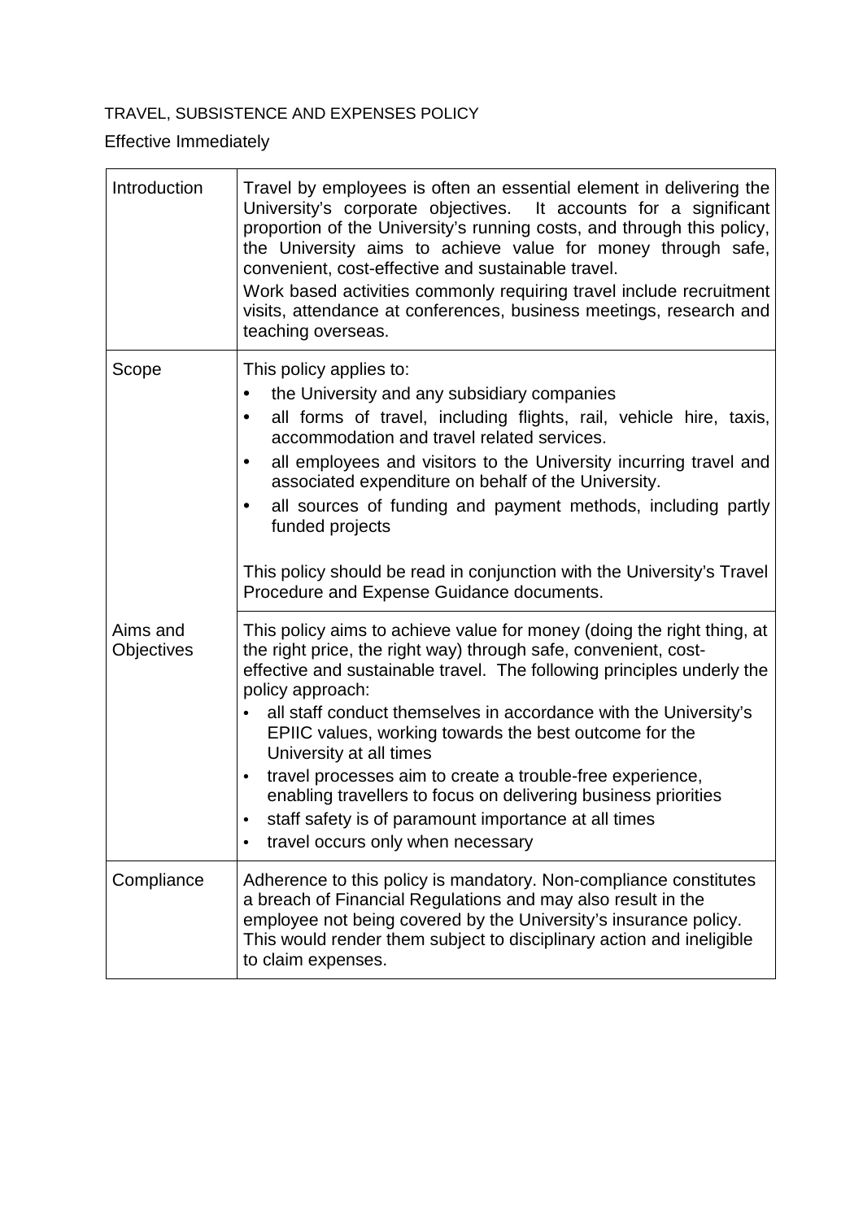TRAVEL, SUBSISTENCE AND EXPENSES POLICY

Effective Immediately

| | |
|---|---|
| Introduction | Travel by employees is often an essential element in delivering the University's corporate objectives. It accounts for a significant proportion of the University's running costs, and through this policy, the University aims to achieve value for money through safe, convenient, cost-effective and sustainable travel.<br>Work based activities commonly requiring travel include recruitment visits, attendance at conferences, business meetings, research and teaching overseas. |
| Scope | This policy applies to:<br>• the University and any subsidiary companies<br>• all forms of travel, including flights, rail, vehicle hire, taxis, accommodation and travel related services.<br>• all employees and visitors to the University incurring travel and associated expenditure on behalf of the University.<br>• all sources of funding and payment methods, including partly funded projects<br><br>This policy should be read in conjunction with the University's Travel Procedure and Expense Guidance documents. |
| Aims and Objectives | This policy aims to achieve value for money (doing the right thing, at the right price, the right way) through safe, convenient, cost-effective and sustainable travel. The following principles underly the policy approach:<br>• all staff conduct themselves in accordance with the University's EPIIC values, working towards the best outcome for the University at all times<br>• travel processes aim to create a trouble-free experience, enabling travellers to focus on delivering business priorities<br>• staff safety is of paramount importance at all times<br>• travel occurs only when necessary |
| Compliance | Adherence to this policy is mandatory. Non-compliance constitutes a breach of Financial Regulations and may also result in the employee not being covered by the University's insurance policy. This would render them subject to disciplinary action and ineligible to claim expenses. |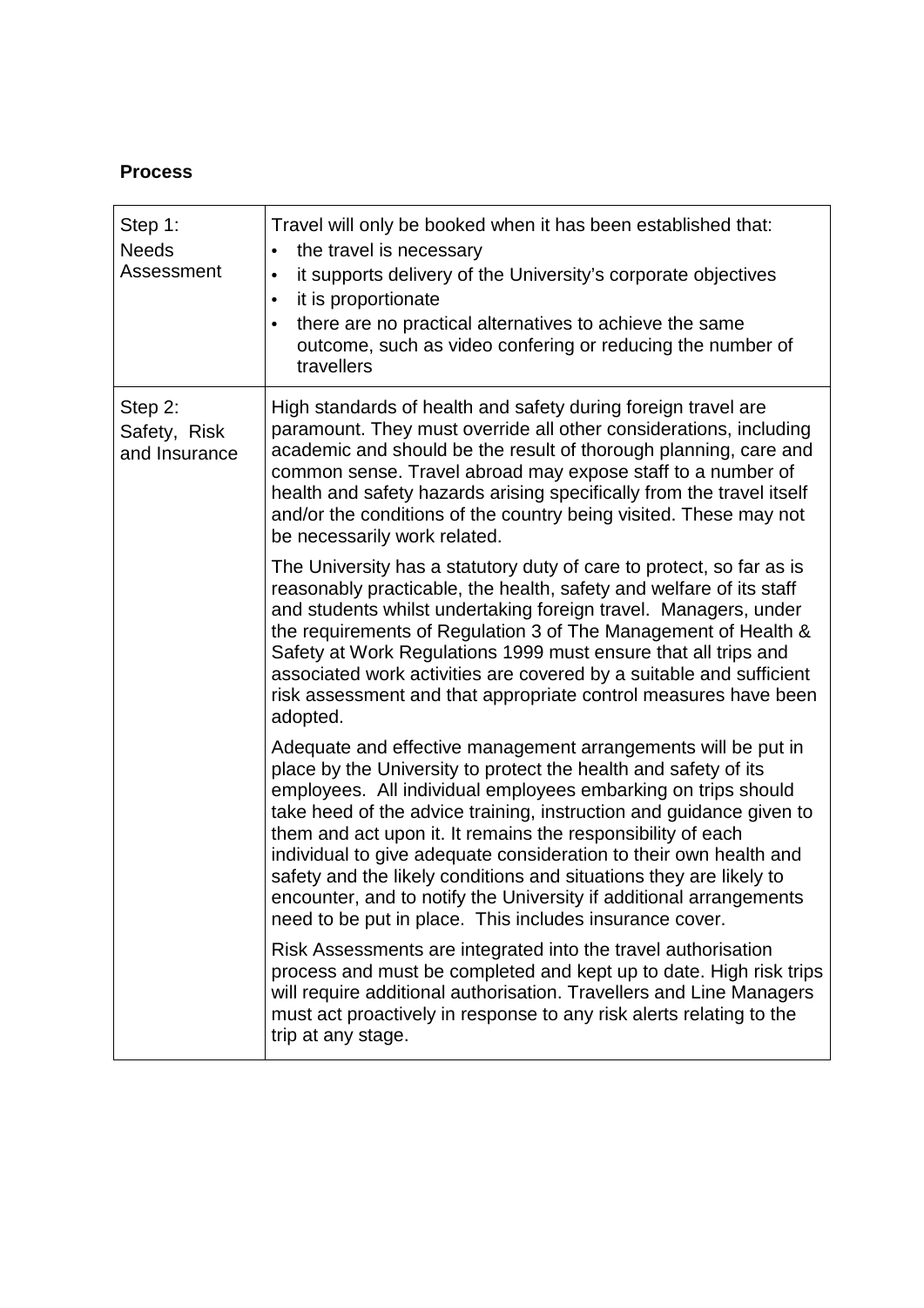**Process**

| | |
|---|---|
| Step 1: Needs Assessment | Travel will only be booked when it has been established that:<br>• the travel is necessary<br>• it supports delivery of the University's corporate objectives<br>• it is proportionate<br>• there are no practical alternatives to achieve the same outcome, such as video confering or reducing the number of travellers |
| Step 2: Safety, Risk and Insurance | High standards of health and safety during foreign travel are paramount. They must override all other considerations, including academic and should be the result of thorough planning, care and common sense. Travel abroad may expose staff to a number of health and safety hazards arising specifically from the travel itself and/or the conditions of the country being visited. These may not be necessarily work related.<br><br>The University has a statutory duty of care to protect, so far as is reasonably practicable, the health, safety and welfare of its staff and students whilst undertaking foreign travel. Managers, under the requirements of Regulation 3 of The Management of Health & Safety at Work Regulations 1999 must ensure that all trips and associated work activities are covered by a suitable and sufficient risk assessment and that appropriate control measures have been adopted.<br><br>Adequate and effective management arrangements will be put in place by the University to protect the health and safety of its employees. All individual employees embarking on trips should take heed of the advice training, instruction and guidance given to them and act upon it. It remains the responsibility of each individual to give adequate consideration to their own health and safety and the likely conditions and situations they are likely to encounter, and to notify the University if additional arrangements need to be put in place. This includes insurance cover.<br><br>Risk Assessments are integrated into the travel authorisation process and must be completed and kept up to date. High risk trips will require additional authorisation. Travellers and Line Managers must act proactively in response to any risk alerts relating to the trip at any stage. |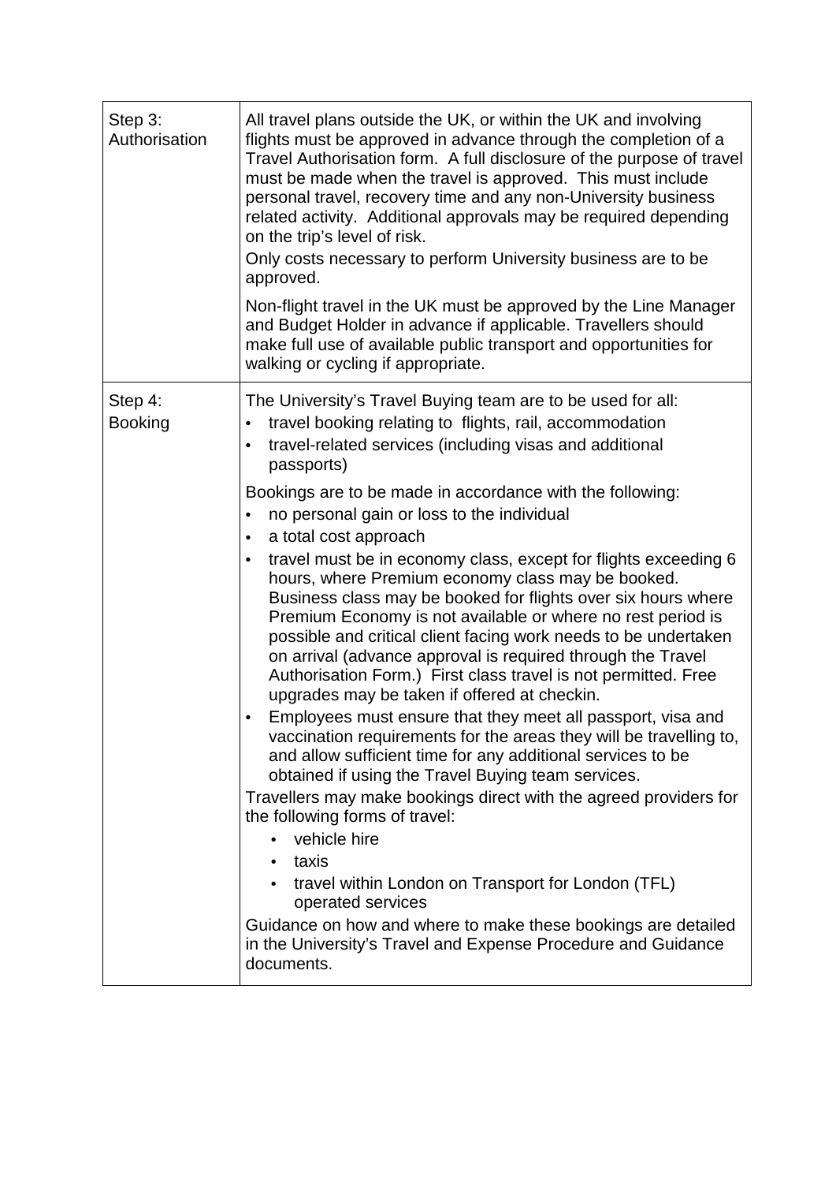| | |
|---|---|
| Step 3: Authorisation | All travel plans outside the UK, or within the UK and involving flights must be approved in advance through the completion of a Travel Authorisation form. A full disclosure of the purpose of travel must be made when the travel is approved. This must include personal travel, recovery time and any non-University business related activity. Additional approvals may be required depending on the trip's level of risk.<br>Only costs necessary to perform University business are to be approved.<br><br>Non-flight travel in the UK must be approved by the Line Manager and Budget Holder in advance if applicable. Travellers should make full use of available public transport and opportunities for walking or cycling if appropriate. |
| Step 4: Booking | The University's Travel Buying team are to be used for all:<br>• travel booking relating to flights, rail, accommodation<br>• travel-related services (including visas and additional passports)<br><br>Bookings are to be made in accordance with the following:<br>• no personal gain or loss to the individual<br>• a total cost approach<br>• travel must be in economy class, except for flights exceeding 6 hours, where Premium economy class may be booked. Business class may be booked for flights over six hours where Premium Economy is not available or where no rest period is possible and critical client facing work needs to be undertaken on arrival (advance approval is required through the Travel Authorisation Form.) First class travel is not permitted. Free upgrades may be taken if offered at checkin.<br>• Employees must ensure that they meet all passport, visa and vaccination requirements for the areas they will be travelling to, and allow sufficient time for any additional services to be obtained if using the Travel Buying team services.<br><br>Travellers may make bookings direct with the agreed providers for the following forms of travel:<br>• vehicle hire<br>• taxis<br>• travel within London on Transport for London (TFL) operated services<br><br>Guidance on how and where to make these bookings are detailed in the University's Travel and Expense Procedure and Guidance documents. |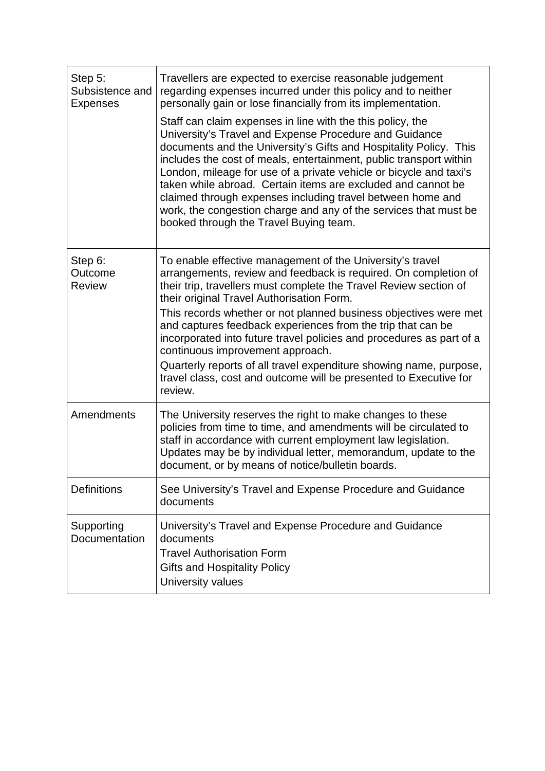| | |
|---|---|
| Step 5: Subsistence and Expenses | Travellers are expected to exercise reasonable judgement regarding expenses incurred under this policy and to neither personally gain or lose financially from its implementation.<br><br>Staff can claim expenses in line with the this policy, the University's Travel and Expense Procedure and Guidance documents and the University's Gifts and Hospitality Policy. This includes the cost of meals, entertainment, public transport within London, mileage for use of a private vehicle or bicycle and taxi's taken while abroad. Certain items are excluded and cannot be claimed through expenses including travel between home and work, the congestion charge and any of the services that must be booked through the Travel Buying team. |
| Step 6: Outcome Review | To enable effective management of the University's travel arrangements, review and feedback is required. On completion of their trip, travellers must complete the Travel Review section of their original Travel Authorisation Form.<br><br>This records whether or not planned business objectives were met and captures feedback experiences from the trip that can be incorporated into future travel policies and procedures as part of a continuous improvement approach.<br><br>Quarterly reports of all travel expenditure showing name, purpose, travel class, cost and outcome will be presented to Executive for review. |
| Amendments | The University reserves the right to make changes to these policies from time to time, and amendments will be circulated to staff in accordance with current employment law legislation. Updates may be by individual letter, memorandum, update to the document, or by means of notice/bulletin boards. |
| Definitions | See University's Travel and Expense Procedure and Guidance documents |
| Supporting Documentation | University's Travel and Expense Procedure and Guidance documents<br>Travel Authorisation Form<br>Gifts and Hospitality Policy<br>University values |